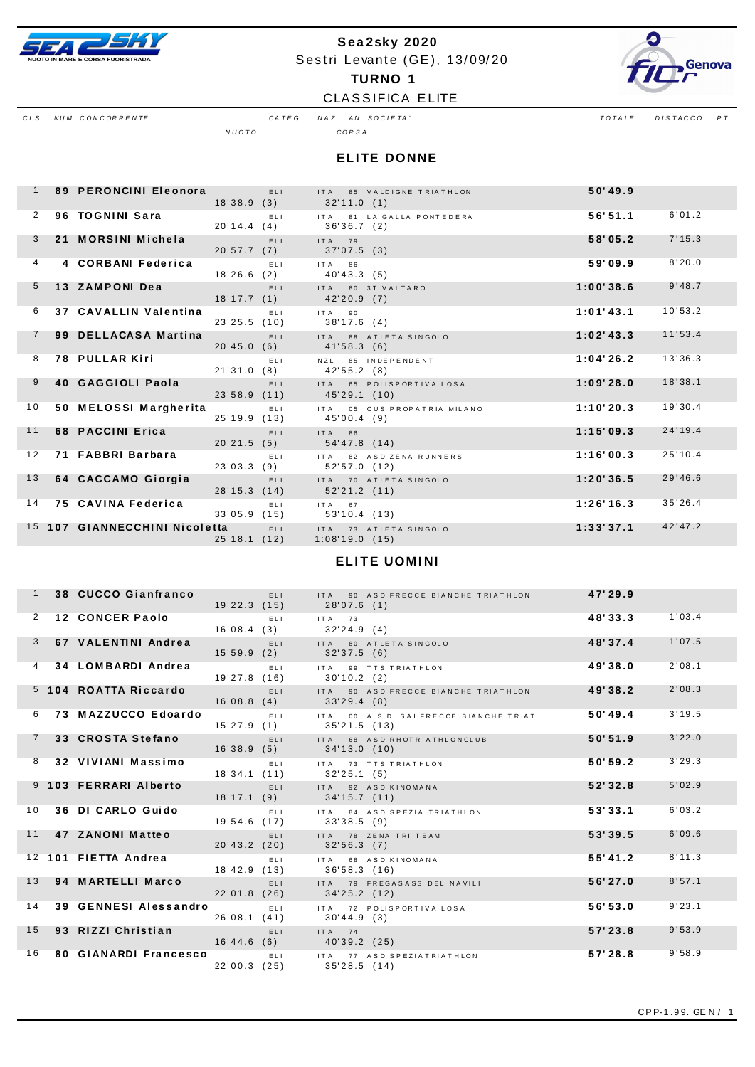# Sea2sky 2020

Sestri Levante (GE), 13/09/20

**TURNO 1**

CLASSIFICA ELITE

## ELITE DONNE

| CLS | NUM | CONCORRENTE | NUOTO | CATEG. | NAZ | AN | SOCIETA' | CORSA | TOTALE | DISTACCO | PT |
|---|---|---|---|---|---|---|---|---|---|---|---|
| 1 | 89 | PERONCINI Eleonora | 18'38.9 (3) | ELI | ITA | 85 | VALDIGNE TRIATHLON | 32'11.0 (1) | 50'49.9 | | |
| 2 | 96 | TOGNINI Sara | 20'14.4 (4) | ELI | ITA | 81 | LA GALLA PONTEDERA | 36'36.7 (2) | 56'51.1 | 6'01.2 | |
| 3 | 21 | MORSINI Michela | 20'57.7 (7) | ELI | ITA | 79 | | 37'07.5 (3) | 58'05.2 | 7'15.3 | |
| 4 | 4 | CORBANI Federica | 18'26.6 (2) | ELI | ITA | 86 | | 40'43.3 (5) | 59'09.9 | 8'20.0 | |
| 5 | 13 | ZAMPONI Dea | 18'17.7 (1) | ELI | ITA | 80 | 3T VALTARO | 42'20.9 (7) | 1:00'38.6 | 9'48.7 | |
| 6 | 37 | CAVALLIN Valentina | 23'25.5 (10) | ELI | ITA | 90 | | 38'17.6 (4) | 1:01'43.1 | 10'53.2 | |
| 7 | 99 | DELLACASA Martina | 20'45.0 (6) | ELI | ITA | 88 | ATLETA SINGOLO | 41'58.3 (6) | 1:02'43.3 | 11'53.4 | |
| 8 | 78 | PULLAR Kiri | 21'31.0 (8) | ELI | NZL | 85 | INDEPENDENT | 42'55.2 (8) | 1:04'26.2 | 13'36.3 | |
| 9 | 40 | GAGGIOLI Paola | 23'58.9 (11) | ELI | ITA | 65 | POLISPORTIVA LOSA | 45'29.1 (10) | 1:09'28.0 | 18'38.1 | |
| 10 | 50 | MELOSSI Margherita | 25'19.9 (13) | ELI | ITA | 05 | CUS PROPATRIA MILANO | 45'00.4 (9) | 1:10'20.3 | 19'30.4 | |
| 11 | 68 | PACCINI Erica | 20'21.5 (5) | ELI | ITA | 86 | | 54'47.8 (14) | 1:15'09.3 | 24'19.4 | |
| 12 | 71 | FABBRI Barbara | 23'03.3 (9) | ELI | ITA | 82 | ASD ZENA RUNNERS | 52'57.0 (12) | 1:16'00.3 | 25'10.4 | |
| 13 | 64 | CACCAMO Giorgia | 28'15.3 (14) | ELI | ITA | 70 | ATLETA SINGOLO | 52'21.2 (11) | 1:20'36.5 | 29'46.6 | |
| 14 | 75 | CAVINA Federica | 33'05.9 (15) | ELI | ITA | 67 | | 53'10.4 (13) | 1:26'16.3 | 35'26.4 | |
| 15 | 107 | GIANNECCHINI Nicoletta | 25'18.1 (12) | ELI | ITA | 73 | ATLETA SINGOLO | 1:08'19.0 (15) | 1:33'37.1 | 42'47.2 | |

## ELITE UOMINI

| CLS | NUM | CONCORRENTE | NUOTO | CATEG. | NAZ | AN | SOCIETA' | CORSA | TOTALE | DISTACCO | PT |
|---|---|---|---|---|---|---|---|---|---|---|---|
| 1 | 38 | CUCCO Gianfranco | 19'22.3 (15) | ELI | ITA | 90 | ASD FRECCE BIANCHE TRIATHLON | 28'07.6 (1) | 47'29.9 | | |
| 2 | 12 | CONCER Paolo | 16'08.4 (3) | ELI | ITA | 73 | | 32'24.9 (4) | 48'33.3 | 1'03.4 | |
| 3 | 67 | VALENTINI Andrea | 15'59.9 (2) | ELI | ITA | 80 | ATLETA SINGOLO | 32'37.5 (6) | 48'37.4 | 1'07.5 | |
| 4 | 34 | LOMBARDI Andrea | 19'27.8 (16) | ELI | ITA | 99 | TTS TRIATHLON | 30'10.2 (2) | 49'38.0 | 2'08.1 | |
| 5 | 104 | ROATTA Riccardo | 16'08.8 (4) | ELI | ITA | 90 | ASD FRECCE BIANCHE TRIATHLON | 33'29.4 (8) | 49'38.2 | 2'08.3 | |
| 6 | 73 | MAZZUCCO Edoardo | 15'27.9 (1) | ELI | ITA | 00 | A.S.D. SAI FRECCE BIANCHE TRIAT | 35'21.5 (13) | 50'49.4 | 3'19.5 | |
| 7 | 33 | CROSTA Stefano | 16'38.9 (5) | ELI | ITA | 68 | ASD RHOTRIATHLONCLUB | 34'13.0 (10) | 50'51.9 | 3'22.0 | |
| 8 | 32 | VIVIANI Massimo | 18'34.1 (11) | ELI | ITA | 73 | TTS TRIATHLON | 32'25.1 (5) | 50'59.2 | 3'29.3 | |
| 9 | 103 | FERRARI Alberto | 18'17.1 (9) | ELI | ITA | 92 | ASD KINOMANA | 34'15.7 (11) | 52'32.8 | 5'02.9 | |
| 10 | 36 | DI CARLO Guido | 19'54.6 (17) | ELI | ITA | 84 | ASD SPEZIA TRIATHLON | 33'38.5 (9) | 53'33.1 | 6'03.2 | |
| 11 | 47 | ZANONI Matteo | 20'43.2 (20) | ELI | ITA | 78 | ZENA TRI TEAM | 32'56.3 (7) | 53'39.5 | 6'09.6 | |
| 12 | 101 | FIETTA Andrea | 18'42.9 (13) | ELI | ITA | 68 | ASD KINOMANA | 36'58.3 (16) | 55'41.2 | 8'11.3 | |
| 13 | 94 | MARTELLI Marco | 22'01.8 (26) | ELI | ITA | 79 | FREGASASS DEL NAVILI | 34'25.2 (12) | 56'27.0 | 8'57.1 | |
| 14 | 39 | GENNESI Alessandro | 26'08.1 (41) | ELI | ITA | 72 | POLISPORTIVA LOSA | 30'44.9 (3) | 56'53.0 | 9'23.1 | |
| 15 | 93 | RIZZI Christian | 16'44.6 (6) | ELI | ITA | 74 | | 40'39.2 (25) | 57'23.8 | 9'53.9 | |
| 16 | 80 | GIANARDI Francesco | 22'00.3 (25) | ELI | ITA | 77 | ASD SPEZIATRIATHLON | 35'28.5 (14) | 57'28.8 | 9'58.9 | |

CPP-1.99. GEN / 1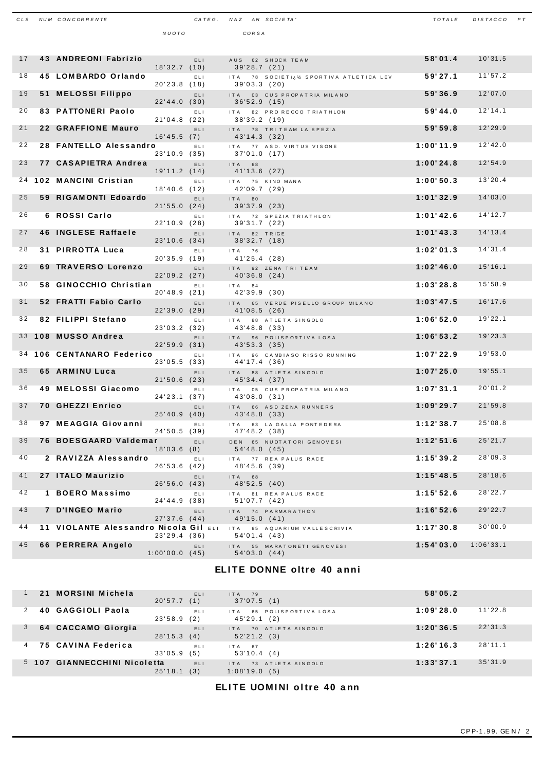| CLS | NUM | CONCORRENTE | CATEG. | NAZ | AN | SOCIETA' | NUOTO | CORSA | TOTALE | DISTACCO | PT |
|---|---|---|---|---|---|---|---|---|---|---|---|
| 17 | 43 | ANDREONI Fabrizio | ELI | AUS | 62 | SHOCK TEAM | 18'32.7 (10) | 39'28.7 (21) | 58'01.4 | 10'31.5 | |
| 18 | 45 | LOMBARDO Orlando | ELI | ITA | 78 | SOCIETï¿½ SPORTIVA ATLETICA LEV | 20'23.8 (18) | 39'03.3 (20) | 59'27.1 | 11'57.2 | |
| 19 | 51 | MELOSSI Filippo | ELI | ITA | 03 | CUS PROPATRIA MILANO | 22'44.0 (30) | 36'52.9 (15) | 59'36.9 | 12'07.0 | |
| 20 | 83 | PATTONERI Paolo | ELI | ITA | 82 | PRO RECCO TRIATHLON | 21'04.8 (22) | 38'39.2 (19) | 59'44.0 | 12'14.1 | |
| 21 | 22 | GRAFFIONE Mauro | ELI | ITA | 78 | TRI TEAM LA SPEZIA | 16'45.5 (7) | 43'14.3 (32) | 59'59.8 | 12'29.9 | |
| 22 | 28 | FANTELLO Alessandro | ELI | ITA | 77 | ASD. VIRTUS VISONE | 23'10.9 (35) | 37'01.0 (17) | 1:00'11.9 | 12'42.0 | |
| 23 | 77 | CASAPIETRA Andrea | ELI | ITA | 68 | | 19'11.2 (14) | 41'13.6 (27) | 1:00'24.8 | 12'54.9 | |
| 24 | 102 | MANCINI Cristian | ELI | ITA | 75 | KINO MANA | 18'40.6 (12) | 42'09.7 (29) | 1:00'50.3 | 13'20.4 | |
| 25 | 59 | RIGAMONTI Edoardo | ELI | ITA | 80 | | 21'55.0 (24) | 39'37.9 (23) | 1:01'32.9 | 14'03.0 | |
| 26 | 6 | ROSSI Carlo | ELI | ITA | 72 | SPEZIA TRIATHLON | 22'10.9 (28) | 39'31.7 (22) | 1:01'42.6 | 14'12.7 | |
| 27 | 46 | INGLESE Raffaele | ELI | ITA | 82 | TRIGE | 23'10.6 (34) | 38'32.7 (18) | 1:01'43.3 | 14'13.4 | |
| 28 | 31 | PIRROTTA Luca | ELI | ITA | 76 | | 20'35.9 (19) | 41'25.4 (28) | 1:02'01.3 | 14'31.4 | |
| 29 | 69 | TRAVERSO Lorenzo | ELI | ITA | 92 | ZENA TRI TEAM | 22'09.2 (27) | 40'36.8 (24) | 1:02'46.0 | 15'16.1 | |
| 30 | 58 | GINOCCHIO Christian | ELI | ITA | 84 | | 20'48.9 (21) | 42'39.9 (30) | 1:03'28.8 | 15'58.9 | |
| 31 | 52 | FRATTI Fabio Carlo | ELI | ITA | 65 | VERDE PISELLO GROUP MILANO | 22'39.0 (29) | 41'08.5 (26) | 1:03'47.5 | 16'17.6 | |
| 32 | 82 | FILIPPI Stefano | ELI | ITA | 88 | ATLETA SINGOLO | 23'03.2 (32) | 43'48.8 (33) | 1:06'52.0 | 19'22.1 | |
| 33 | 108 | MUSSO Andrea | ELI | ITA | 96 | POLISPORTIVA LOSA | 22'59.9 (31) | 43'53.3 (35) | 1:06'53.2 | 19'23.3 | |
| 34 | 106 | CENTANARO Federico | ELI | ITA | 96 | CAMBIASO RISSO RUNNING | 23'05.5 (33) | 44'17.4 (36) | 1:07'22.9 | 19'53.0 | |
| 35 | 65 | ARMINU Luca | ELI | ITA | 88 | ATLETA SINGOLO | 21'50.6 (23) | 45'34.4 (37) | 1:07'25.0 | 19'55.1 | |
| 36 | 49 | MELOSSI Giacomo | ELI | ITA | 05 | CUS PROPATRIA MILANO | 24'23.1 (37) | 43'08.0 (31) | 1:07'31.1 | 20'01.2 | |
| 37 | 70 | GHEZZI Enrico | ELI | ITA | 66 | ASD ZENA RUNNERS | 25'40.9 (40) | 43'48.8 (33) | 1:09'29.7 | 21'59.8 | |
| 38 | 97 | MEAGGIA Giovanni | ELI | ITA | 63 | LA GALLA PONTEDERA | 24'50.5 (39) | 47'48.2 (38) | 1:12'38.7 | 25'08.8 | |
| 39 | 76 | BOESGAARD Valdemar | ELI | DEN | 65 | NUOTATORI GENOVESI | 18'03.6 (8) | 54'48.0 (45) | 1:12'51.6 | 25'21.7 | |
| 40 | 2 | RAVIZZA Alessandro | ELI | ITA | 77 | REA PALUS RACE | 26'53.6 (42) | 48'45.6 (39) | 1:15'39.2 | 28'09.3 | |
| 41 | 27 | ITALO Maurizio | ELI | ITA | 68 | | 26'56.0 (43) | 48'52.5 (40) | 1:15'48.5 | 28'18.6 | |
| 42 | 1 | BOERO Massimo | ELI | ITA | 81 | REA PALUS RACE | 24'44.9 (38) | 51'07.7 (42) | 1:15'52.6 | 28'22.7 | |
| 43 | 7 | D'INGEO Mario | ELI | ITA | 74 | PARMARATHON | 27'37.6 (44) | 49'15.0 (41) | 1:16'52.6 | 29'22.7 | |
| 44 | 11 | VIOLANTE Alessandro Nicola Gil | ELI | ITA | 85 | AQUARIUM VALLESCRIVIA | 23'29.4 (36) | 54'01.4 (43) | 1:17'30.8 | 30'00.9 | |
| 45 | 66 | PERRERA Angelo | ELI | ITA | 55 | MARATONETI GENOVESI | 1:00'00.0 (45) | 54'03.0 (44) | 1:54'03.0 | 1:06'33.1 | |

## ELITE DONNE oltre 40 anni

| CLS | NUM | CONCORRENTE | CATEG. | NAZ | AN | SOCIETA' | NUOTO | CORSA | TOTALE | DISTACCO | PT |
|---|---|---|---|---|---|---|---|---|---|---|---|
| 1 | 21 | MORSINI Michela | ELI | ITA | 79 | | 20'57.7 (1) | 37'07.5 (1) | 58'05.2 | | |
| 2 | 40 | GAGGIOLI Paola | ELI | ITA | 65 | POLISPORTIVA LOSA | 23'58.9 (2) | 45'29.1 (2) | 1:09'28.0 | 11'22.8 | |
| 3 | 64 | CACCAMO Giorgia | ELI | ITA | 70 | ATLETA SINGOLO | 28'15.3 (4) | 52'21.2 (3) | 1:20'36.5 | 22'31.3 | |
| 4 | 75 | CAVINA Federica | ELI | ITA | 67 | | 33'05.9 (5) | 53'10.4 (4) | 1:26'16.3 | 28'11.1 | |
| 5 | 107 | GIANNECCHINI Nicoletta | ELI | ITA | 73 | ATLETA SINGOLO | 25'18.1 (3) | 1:08'19.0 (5) | 1:33'37.1 | 35'31.9 | |

## ELITE UOMINI oltre 40 ann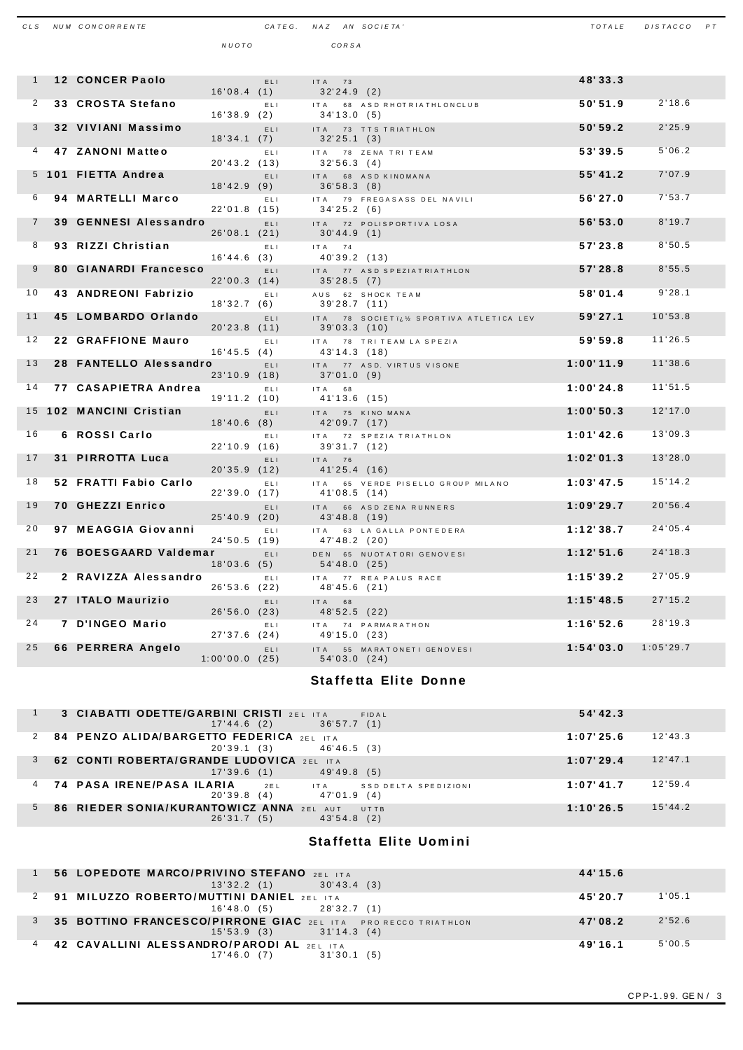| CLS | NUM | CONCORRENTE | NUOTO | CATEG. | CORSA | NAZ | AN | SOCIETA' | TOTALE | DISTACCO | PT |
|---|---|---|---|---|---|---|---|---|---|---|---|
| 1 | 12 | **CONCER Paolo** | 16'08.4 (1) | ELI | 32'24.9 (2) | ITA | 73 | | **48'33.3** | | |
| 2 | 33 | **CROSTA Stefano** | 16'38.9 (2) | ELI | 34'13.0 (5) | ITA | 68 | ASD RHOTRIATHLONCLUB | **50'51.9** | 2'18.6 | |
| 3 | 32 | **VIVIANI Massimo** | 18'34.1 (7) | ELI | 32'25.1 (3) | ITA | 73 | TTS TRIATHLON | **50'59.2** | 2'25.9 | |
| 4 | 47 | **ZANONI Matteo** | 20'43.2 (13) | ELI | 32'56.3 (4) | ITA | 78 | ZENA TRI TEAM | **53'39.5** | 5'06.2 | |
| 5 | 101 | **FIETTA Andrea** | 18'42.9 (9) | ELI | 36'58.3 (8) | ITA | 68 | ASD KINOMANA | **55'41.2** | 7'07.9 | |
| 6 | 94 | **MARTELLI Marco** | 22'01.8 (15) | ELI | 34'25.2 (6) | ITA | 79 | FREGASASS DEL NAVILI | **56'27.0** | 7'53.7 | |
| 7 | 39 | **GENNESI Alessandro** | 26'08.1 (21) | ELI | 30'44.9 (1) | ITA | 72 | POLISPORTIVA LOSA | **56'53.0** | 8'19.7 | |
| 8 | 93 | **RIZZI Christian** | 16'44.6 (3) | ELI | 40'39.2 (13) | ITA | 74 | | **57'23.8** | 8'50.5 | |
| 9 | 80 | **GIANARDI Francesco** | 22'00.3 (14) | ELI | 35'28.5 (7) | ITA | 77 | ASD SPEZIATRIATHLON | **57'28.8** | 8'55.5 | |
| 10 | 43 | **ANDREONI Fabrizio** | 18'32.7 (6) | ELI | 39'28.7 (11) | AUS | 62 | SHOCK TEAM | **58'01.4** | 9'28.1 | |
| 11 | 45 | **LOMBARDO Orlando** | 20'23.8 (11) | ELI | 39'03.3 (10) | ITA | 78 | SOCIETï¿½ SPORTIVA ATLETICA LEV | **59'27.1** | 10'53.8 | |
| 12 | 22 | **GRAFFIONE Mauro** | 16'45.5 (4) | ELI | 43'14.3 (18) | ITA | 78 | TRI TEAM LA SPEZIA | **59'59.8** | 11'26.5 | |
| 13 | 28 | **FANTELLO Alessandro** | 23'10.9 (18) | ELI | 37'01.0 (9) | ITA | 77 | ASD. VIRTUS VISONE | **1:00'11.9** | 11'38.6 | |
| 14 | 77 | **CASAPIETRA Andrea** | 19'11.2 (10) | ELI | 41'13.6 (15) | ITA | 68 | | **1:00'24.8** | 11'51.5 | |
| 15 | 102 | **MANCINI Cristian** | 18'40.6 (8) | ELI | 42'09.7 (17) | ITA | 75 | KINO MANA | **1:00'50.3** | 12'17.0 | |
| 16 | 6 | **ROSSI Carlo** | 22'10.9 (16) | ELI | 39'31.7 (12) | ITA | 72 | SPEZIA TRIATHLON | **1:01'42.6** | 13'09.3 | |
| 17 | 31 | **PIRROTTA Luca** | 20'35.9 (12) | ELI | 41'25.4 (16) | ITA | 76 | | **1:02'01.3** | 13'28.0 | |
| 18 | 52 | **FRATTI Fabio Carlo** | 22'39.0 (17) | ELI | 41'08.5 (14) | ITA | 65 | VERDE PISELLO GROUP MILANO | **1:03'47.5** | 15'14.2 | |
| 19 | 70 | **GHEZZI Enrico** | 25'40.9 (20) | ELI | 43'48.8 (19) | ITA | 66 | ASD ZENA RUNNERS | **1:09'29.7** | 20'56.4 | |
| 20 | 97 | **MEAGGIA Giovanni** | 24'50.5 (19) | ELI | 47'48.2 (20) | ITA | 63 | LA GALLA PONTEDERA | **1:12'38.7** | 24'05.4 | |
| 21 | 76 | **BOESGAARD Valdemar** | 18'03.6 (5) | ELI | 54'48.0 (25) | DEN | 65 | NUOTATORI GENOVESI | **1:12'51.6** | 24'18.3 | |
| 22 | 2 | **RAVIZZA Alessandro** | 26'53.6 (22) | ELI | 48'45.6 (21) | ITA | 77 | REA PALUS RACE | **1:15'39.2** | 27'05.9 | |
| 23 | 27 | **ITALO Maurizio** | 26'56.0 (23) | ELI | 48'52.5 (22) | ITA | 68 | | **1:15'48.5** | 27'15.2 | |
| 24 | 7 | **D'INGEO Mario** | 27'37.6 (24) | ELI | 49'15.0 (23) | ITA | 74 | PARMARATHON | **1:16'52.6** | 28'19.3 | |
| 25 | 66 | **PERRERA Angelo** | 1:00'00.0 (25) | ELI | 54'03.0 (24) | ITA | 55 | MARATONETI GENOVESI | **1:54'03.0** | 1:05'29.7 | |

## Staffetta Elite Donne

| CLS | NUM | CONCORRENTE | NUOTO | CATEG. | CORSA | NAZ | SOCIETA' | TOTALE | DISTACCO |
|---|---|---|---|---|---|---|---|---|---|
| 1 | 3 | **CIABATTI ODETTE/GARBINI CRISTI** | 17'44.6 (2) | 2EL | 36'57.7 (1) | ITA | FIDAL | **54'42.3** | |
| 2 | 84 | **PENZO ALIDA/BARGETTO FEDERICA** | 20'39.1 (3) | 2EL | 46'46.5 (3) | ITA | | **1:07'25.6** | 12'43.3 |
| 3 | 62 | **CONTI ROBERTA/GRANDE LUDOVICA** | 17'39.6 (1) | 2EL | 49'49.8 (5) | ITA | | **1:07'29.4** | 12'47.1 |
| 4 | 74 | **PASA IRENE/PASA ILARIA** | 20'39.8 (4) | 2EL | 47'01.9 (4) | ITA | SSD DELTA SPEDIZIONI | **1:07'41.7** | 12'59.4 |
| 5 | 86 | **RIEDER SONIA/KURANTOWICZ ANNA** | 26'31.7 (5) | 2EL | 43'54.8 (2) | AUT | UTTB | **1:10'26.5** | 15'44.2 |

## Staffetta Elite Uomini

| CLS | NUM | CONCORRENTE | NUOTO | CATEG. | CORSA | NAZ | SOCIETA' | TOTALE | DISTACCO |
|---|---|---|---|---|---|---|---|---|---|
| 1 | 56 | **LOPEDOTE MARCO/PRIVINO STEFANO** | 13'32.2 (1) | 2EL | 30'43.4 (3) | ITA | | **44'15.6** | |
| 2 | 91 | **MILUZZO ROBERTO/MUTTINI DANIEL** | 16'48.0 (5) | 2EL | 28'32.7 (1) | ITA | | **45'20.7** | 1'05.1 |
| 3 | 35 | **BOTTINO FRANCESCO/PIRRONE GIAC** | 15'53.9 (3) | 2EL | 31'14.3 (4) | ITA | PRO RECCO TRIATHLON | **47'08.2** | 2'52.6 |
| 4 | 42 | **CAVALLINI ALESSANDRO/PARODI AL** | 17'46.0 (7) | 2EL | 31'30.1 (5) | ITA | | **49'16.1** | 5'00.5 |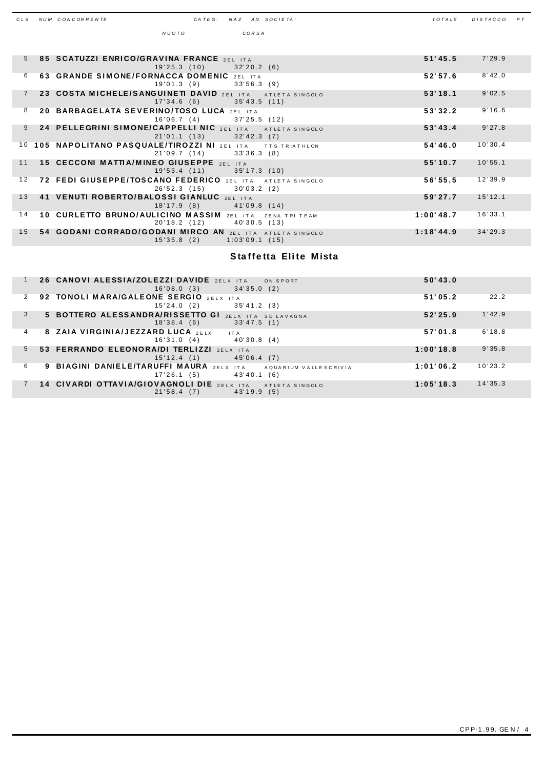| CLS | NUM | CONCORRENTE | CATEG. | NAZ | AN | SOCIETA' | TOTALE | DISTACCO | PT |
|---|---|---|---|---|---|---|---|---|---|
| | | NUOTO | CORSA | | | | | | |
| 5 | 85 | **SCATUZZI ENRICO/GRAVINA FRANCE** | 2EL | ITA | | | **51'45.5** | 7'29.9 | |
| | | 19'25.3 (10) | 32'20.2 (6) | | | | | | |
| 6 | 63 | **GRANDE SIMONE/FORNACCA DOMENIC** | 2EL | ITA | | | **52'57.6** | 8'42.0 | |
| | | 19'01.3 (9) | 33'56.3 (9) | | | | | | |
| 7 | 23 | **COSTA MICHELE/SANGUINETI DAVID** | 2EL | ITA | | ATLETA SINGOLO | **53'18.1** | 9'02.5 | |
| | | 17'34.6 (6) | 35'43.5 (11) | | | | | | |
| 8 | 20 | **BARBAGELATA SEVERINO/TOSO LUCA** | 2EL | ITA | | | **53'32.2** | 9'16.6 | |
| | | 16'06.7 (4) | 37'25.5 (12) | | | | | | |
| 9 | 24 | **PELLEGRINI SIMONE/CAPPELLI NIC** | 2EL | ITA | | ATLETA SINGOLO | **53'43.4** | 9'27.8 | |
| | | 21'01.1 (13) | 32'42.3 (7) | | | | | | |
| 10 | 105 | **NAPOLITANO PASQUALE/TIROZZI NI** | 2EL | ITA | | TTS TRIATHLON | **54'46.0** | 10'30.4 | |
| | | 21'09.7 (14) | 33'36.3 (8) | | | | | | |
| 11 | 15 | **CECCONI MATTIA/MINEO GIUSEPPE** | 2EL | ITA | | | **55'10.7** | 10'55.1 | |
| | | 19'53.4 (11) | 35'17.3 (10) | | | | | | |
| 12 | 72 | **FEDI GIUSEPPE/TOSCANO FEDERICO** | 2EL | ITA | | ATLETA SINGOLO | **56'55.5** | 12'39.9 | |
| | | 26'52.3 (15) | 30'03.2 (2) | | | | | | |
| 13 | 41 | **VENUTI ROBERTO/BALOSSI GIANLUC** | 2EL | ITA | | | **59'27.7** | 15'12.1 | |
| | | 18'17.9 (8) | 41'09.8 (14) | | | | | | |
| 14 | 10 | **CURLETTO BRUNO/AULICINO MASSIM** | 2EL | ITA | | ZENA TRI TEAM | **1:00'48.7** | 16'33.1 | |
| | | 20'18.2 (12) | 40'30.5 (13) | | | | | | |
| 15 | 54 | **GODANI CORRADO/GODANI MIRCO AN** | 2EL | ITA | | ATLETA SINGOLO | **1:18'44.9** | 34'29.3 | |
| | | 15'35.8 (2) | 1:03'09.1 (15) | | | | | | |

## Staffetta Elite Mista

| CLS | NUM | CONCORRENTE | CATEG. | NAZ | AN | SOCIETA' | TOTALE | DISTACCO | PT |
|---|---|---|---|---|---|---|---|---|---|
| 1 | 26 | **CANOVI ALESSIA/ZOLEZZI DAVIDE** | 2ELX | ITA | | ON SPORT | **50'43.0** | | |
| | | 16'08.0 (3) | 34'35.0 (2) | | | | | | |
| 2 | 92 | **TONOLI MARA/GALEONE SERGIO** | 2ELX | ITA | | | **51'05.2** | 22.2 | |
| | | 15'24.0 (2) | 35'41.2 (3) | | | | | | |
| 3 | 5 | **BOTTERO ALESSANDRA/RISSETTO GI** | 2ELX | ITA | | SD LAVAGNA | **52'25.9** | 1'42.9 | |
| | | 18'38.4 (6) | 33'47.5 (1) | | | | | | |
| 4 | 8 | **ZAIA VIRGINIA/JEZZARD LUCA** | 2ELX | ITA | | | **57'01.8** | 6'18.8 | |
| | | 16'31.0 (4) | 40'30.8 (4) | | | | | | |
| 5 | 53 | **FERRANDO ELEONORA/DI TERLIZZI** | 2ELX | ITA | | | **1:00'18.8** | 9'35.8 | |
| | | 15'12.4 (1) | 45'06.4 (7) | | | | | | |
| 6 | 9 | **BIAGINI DANIELE/TARUFFI MAURA** | 2ELX | ITA | | AQUARIUM VALLESCRIVIA | **1:01'06.2** | 10'23.2 | |
| | | 17'26.1 (5) | 43'40.1 (6) | | | | | | |
| 7 | 14 | **CIVARDI OTTAVIA/GIOVAGNOLI DIE** | 2ELX | ITA | | ATLETA SINGOLO | **1:05'18.3** | 14'35.3 | |
| | | 21'58.4 (7) | 43'19.9 (5) | | | | | | |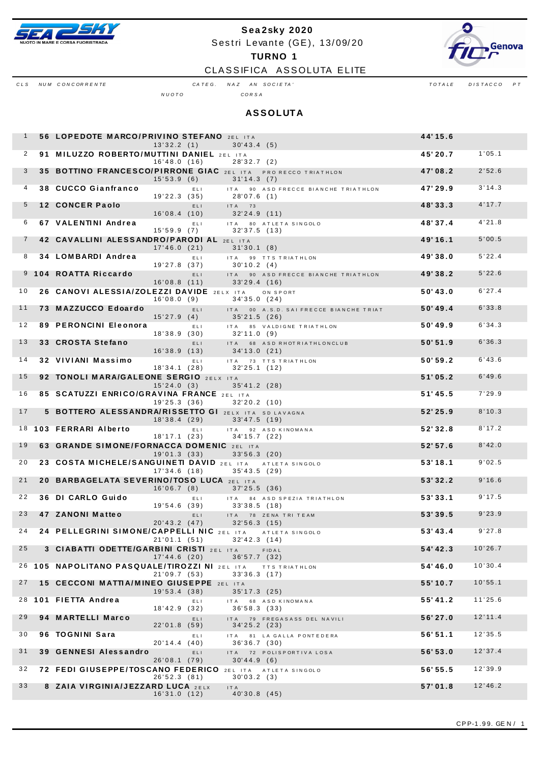**Sea2sky 2020**

Sestri Levante (GE), 13/09/20

**TURNO 1**

CLASSIFICA ASSOLUTA ELITE

## ASSOLUTA

| CLS | NUM | CONCORRENTE | CATEG. | NAZ | AN | SOCIETA' | NUOTO | CORSA | TOTALE | DISTACCO | PT |
|---|---|---|---|---|---|---|---|---|---|---|---|
| 1 | 56 | **LOPEDOTE MARCO/PRIVINO STEFANO** | 2EL | ITA | | | 13'32.2 (1) | 30'43.4 (5) | **44'15.6** | | |
| 2 | 91 | **MILUZZO ROBERTO/MUTTINI DANIEL** | 2EL | ITA | | | 16'48.0 (16) | 28'32.7 (2) | **45'20.7** | 1'05.1 | |
| 3 | 35 | **BOTTINO FRANCESCO/PIRRONE GIAC** | 2EL | ITA | | PRO RECCO TRIATHLON | 15'53.9 (6) | 31'14.3 (7) | **47'08.2** | 2'52.6 | |
| 4 | 38 | **CUCCO Gianfranco** | ELI | ITA | 90 | ASD FRECCE BIANCHE TRIATHLON | 19'22.3 (35) | 28'07.6 (1) | **47'29.9** | 3'14.3 | |
| 5 | 12 | **CONCER Paolo** | ELI | ITA | 73 | | 16'08.4 (10) | 32'24.9 (11) | **48'33.3** | 4'17.7 | |
| 6 | 67 | **VALENTINI Andrea** | ELI | ITA | 80 | ATLETA SINGOLO | 15'59.9 (7) | 32'37.5 (13) | **48'37.4** | 4'21.8 | |
| 7 | 42 | **CAVALLINI ALESSANDRO/PARODI AL** | 2EL | ITA | | | 17'46.0 (21) | 31'30.1 (8) | **49'16.1** | 5'00.5 | |
| 8 | 34 | **LOMBARDI Andrea** | ELI | ITA | 99 | TTS TRIATHLON | 19'27.8 (37) | 30'10.2 (4) | **49'38.0** | 5'22.4 | |
| 9 | 104 | **ROATTA Riccardo** | ELI | ITA | 90 | ASD FRECCE BIANCHE TRIATHLON | 16'08.8 (11) | 33'29.4 (16) | **49'38.2** | 5'22.6 | |
| 10 | 26 | **CANOVI ALESSIA/ZOLEZZI DAVIDE** | 2ELX | ITA | | ON SPORT | 16'08.0 (9) | 34'35.0 (24) | **50'43.0** | 6'27.4 | |
| 11 | 73 | **MAZZUCCO Edoardo** | ELI | ITA | 00 | A.S.D. SAI FRECCE BIANCHE TRIAT | 15'27.9 (4) | 35'21.5 (26) | **50'49.4** | 6'33.8 | |
| 12 | 89 | **PERONCINI Eleonora** | ELI | ITA | 85 | VALDIGNE TRIATHLON | 18'38.9 (30) | 32'11.0 (9) | **50'49.9** | 6'34.3 | |
| 13 | 33 | **CROSTA Stefano** | ELI | ITA | 68 | ASD RHOTRIATHLONCLUB | 16'38.9 (13) | 34'13.0 (21) | **50'51.9** | 6'36.3 | |
| 14 | 32 | **VIVIANI Massimo** | ELI | ITA | 73 | TTS TRIATHLON | 18'34.1 (28) | 32'25.1 (12) | **50'59.2** | 6'43.6 | |
| 15 | 92 | **TONOLI MARA/GALEONE SERGIO** | 2ELX | ITA | | | 15'24.0 (3) | 35'41.2 (28) | **51'05.2** | 6'49.6 | |
| 16 | 85 | **SCATUZZI ENRICO/GRAVINA FRANCE** | 2EL | ITA | | | 19'25.3 (36) | 32'20.2 (10) | **51'45.5** | 7'29.9 | |
| 17 | 5 | **BOTTERO ALESSANDRA/RISSETTO GI** | 2ELX | ITA | | SD LAVAGNA | 18'38.4 (29) | 33'47.5 (19) | **52'25.9** | 8'10.3 | |
| 18 | 103 | **FERRARI Alberto** | ELI | ITA | 92 | ASD KINOMANA | 18'17.1 (23) | 34'15.7 (22) | **52'32.8** | 8'17.2 | |
| 19 | 63 | **GRANDE SIMONE/FORNACCA DOMENIC** | 2EL | ITA | | | 19'01.3 (33) | 33'56.3 (20) | **52'57.6** | 8'42.0 | |
| 20 | 23 | **COSTA MICHELE/SANGUINETI DAVID** | 2EL | ITA | | ATLETA SINGOLO | 17'34.6 (18) | 35'43.5 (29) | **53'18.1** | 9'02.5 | |
| 21 | 20 | **BARBAGELATA SEVERINO/TOSO LUCA** | 2EL | ITA | | | 16'06.7 (8) | 37'25.5 (36) | **53'32.2** | 9'16.6 | |
| 22 | 36 | **DI CARLO Guido** | ELI | ITA | 84 | ASD SPEZIA TRIATHLON | 19'54.6 (39) | 33'38.5 (18) | **53'33.1** | 9'17.5 | |
| 23 | 47 | **ZANONI Matteo** | ELI | ITA | 78 | ZENA TRI TEAM | 20'43.2 (47) | 32'56.3 (15) | **53'39.5** | 9'23.9 | |
| 24 | 24 | **PELLEGRINI SIMONE/CAPPELLI NIC** | 2EL | ITA | | ATLETA SINGOLO | 21'01.1 (51) | 32'42.3 (14) | **53'43.4** | 9'27.8 | |
| 25 | 3 | **CIABATTI ODETTE/GARBINI CRISTI** | 2EL | ITA | | FIDAL | 17'44.6 (20) | 36'57.7 (32) | **54'42.3** | 10'26.7 | |
| 26 | 105 | **NAPOLITANO PASQUALE/TIROZZI NI** | 2EL | ITA | | TTS TRIATHLON | 21'09.7 (53) | 33'36.3 (17) | **54'46.0** | 10'30.4 | |
| 27 | 15 | **CECCONI MATTIA/MINEO GIUSEPPE** | 2EL | ITA | | | 19'53.4 (38) | 35'17.3 (25) | **55'10.7** | 10'55.1 | |
| 28 | 101 | **FIETTA Andrea** | ELI | ITA | 68 | ASD KINOMANA | 18'42.9 (32) | 36'58.3 (33) | **55'41.2** | 11'25.6 | |
| 29 | 94 | **MARTELLI Marco** | ELI | ITA | 79 | FREGASASS DEL NAVILI | 22'01.8 (59) | 34'25.2 (23) | **56'27.0** | 12'11.4 | |
| 30 | 96 | **TOGNINI Sara** | ELI | ITA | 81 | LA GALLA PONTEDERA | 20'14.4 (40) | 36'36.7 (30) | **56'51.1** | 12'35.5 | |
| 31 | 39 | **GENNESI Alessandro** | ELI | ITA | 72 | POLISPORTIVA LOSA | 26'08.1 (79) | 30'44.9 (6) | **56'53.0** | 12'37.4 | |
| 32 | 72 | **FEDI GIUSEPPE/TOSCANO FEDERICO** | 2EL | ITA | | ATLETA SINGOLO | 26'52.3 (81) | 30'03.2 (3) | **56'55.5** | 12'39.9 | |
| 33 | 8 | **ZAIA VIRGINIA/JEZZARD LUCA** | 2ELX | ITA | | | 16'31.0 (12) | 40'30.8 (45) | **57'01.8** | 12'46.2 | |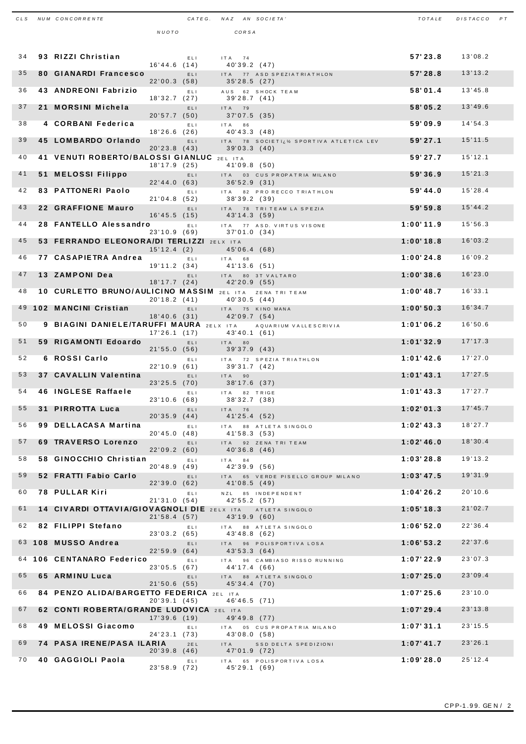| CLS | NUM | CONCORRENTE | NUOTO | CATEG. | NAZ | AN | SOCIETA' | CORSA | TOTALE | DISTACCO | PT |
|---|---|---|---|---|---|---|---|---|---|---|---|
| 34 | 93 | RIZZI Christian | 16'44.6 (14) | ELI | ITA | 74 | | 40'39.2 (47) | 57'23.8 | 13'08.2 | |
| 35 | 80 | GIANARDI Francesco | 22'00.3 (58) | ELI | ITA | 77 | ASD SPEZIATRIATHLON | 35'28.5 (27) | 57'28.8 | 13'13.2 | |
| 36 | 43 | ANDREONI Fabrizio | 18'32.7 (27) | ELI | AUS | 62 | SHOCK TEAM | 39'28.7 (41) | 58'01.4 | 13'45.8 | |
| 37 | 21 | MORSINI Michela | 20'57.7 (50) | ELI | ITA | 79 | | 37'07.5 (35) | 58'05.2 | 13'49.6 | |
| 38 | 4 | CORBANI Federica | 18'26.6 (26) | ELI | ITA | 86 | | 40'43.3 (48) | 59'09.9 | 14'54.3 | |
| 39 | 45 | LOMBARDO Orlando | 20'23.8 (43) | ELI | ITA | 78 | SOCIETï¿½ SPORTIVA ATLETICA LEV | 39'03.3 (40) | 59'27.1 | 15'11.5 | |
| 40 | 41 | VENUTI ROBERTO/BALOSSI GIANLUC | 18'17.9 (25) | 2EL | ITA | | | 41'09.8 (50) | 59'27.7 | 15'12.1 | |
| 41 | 51 | MELOSSI Filippo | 22'44.0 (63) | ELI | ITA | 03 | CUS PROPATRIA MILANO | 36'52.9 (31) | 59'36.9 | 15'21.3 | |
| 42 | 83 | PATTONERI Paolo | 21'04.8 (52) | ELI | ITA | 82 | PRO RECCO TRIATHLON | 38'39.2 (39) | 59'44.0 | 15'28.4 | |
| 43 | 22 | GRAFFIONE Mauro | 16'45.5 (15) | ELI | ITA | 78 | TRI TEAM LA SPEZIA | 43'14.3 (59) | 59'59.8 | 15'44.2 | |
| 44 | 28 | FANTELLO Alessandro | 23'10.9 (69) | ELI | ITA | 77 | ASD. VIRTUS VISONE | 37'01.0 (34) | 1:00'11.9 | 15'56.3 | |
| 45 | 53 | FERRANDO ELEONORA/DI TERLIZZI | 15'12.4 (2) | 2ELX | ITA | | | 45'06.4 (68) | 1:00'18.8 | 16'03.2 | |
| 46 | 77 | CASAPIETRA Andrea | 19'11.2 (34) | ELI | ITA | 68 | | 41'13.6 (51) | 1:00'24.8 | 16'09.2 | |
| 47 | 13 | ZAMPONI Dea | 18'17.7 (24) | ELI | ITA | 80 | 3T VALTARO | 42'20.9 (55) | 1:00'38.6 | 16'23.0 | |
| 48 | 10 | CURLETTO BRUNO/AULICINO MASSIM | 20'18.2 (41) | 2EL | ITA | | ZENA TRI TEAM | 40'30.5 (44) | 1:00'48.7 | 16'33.1 | |
| 49 | 102 | MANCINI Cristian | 18'40.6 (31) | ELI | ITA | 75 | KINO MANA | 42'09.7 (54) | 1:00'50.3 | 16'34.7 | |
| 50 | 9 | BIAGINI DANIELE/TARUFFI MAURA | 17'26.1 (17) | 2ELX | ITA | | AQUARIUM VALLESCRIVIA | 43'40.1 (61) | 1:01'06.2 | 16'50.6 | |
| 51 | 59 | RIGAMONTI Edoardo | 21'55.0 (56) | ELI | ITA | 80 | | 39'37.9 (43) | 1:01'32.9 | 17'17.3 | |
| 52 | 6 | ROSSI Carlo | 22'10.9 (61) | ELI | ITA | 72 | SPEZIA TRIATHLON | 39'31.7 (42) | 1:01'42.6 | 17'27.0 | |
| 53 | 37 | CAVALLIN Valentina | 23'25.5 (70) | ELI | ITA | 90 | | 38'17.6 (37) | 1:01'43.1 | 17'27.5 | |
| 54 | 46 | INGLESE Raffaele | 23'10.6 (68) | ELI | ITA | 82 | TRIGE | 38'32.7 (38) | 1:01'43.3 | 17'27.7 | |
| 55 | 31 | PIRROTTA Luca | 20'35.9 (44) | ELI | ITA | 76 | | 41'25.4 (52) | 1:02'01.3 | 17'45.7 | |
| 56 | 99 | DELLACASA Martina | 20'45.0 (48) | ELI | ITA | 88 | ATLETA SINGOLO | 41'58.3 (53) | 1:02'43.3 | 18'27.7 | |
| 57 | 69 | TRAVERSO Lorenzo | 22'09.2 (60) | ELI | ITA | 92 | ZENA TRI TEAM | 40'36.8 (46) | 1:02'46.0 | 18'30.4 | |
| 58 | 58 | GINOCCHIO Christian | 20'48.9 (49) | ELI | ITA | 84 | | 42'39.9 (56) | 1:03'28.8 | 19'13.2 | |
| 59 | 52 | FRATTI Fabio Carlo | 22'39.0 (62) | ELI | ITA | 65 | VERDE PISELLO GROUP MILANO | 41'08.5 (49) | 1:03'47.5 | 19'31.9 | |
| 60 | 78 | PULLAR Kiri | 21'31.0 (54) | ELI | NZL | 85 | INDEPENDENT | 42'55.2 (57) | 1:04'26.2 | 20'10.6 | |
| 61 | 14 | CIVARDI OTTAVIA/GIOVAGNOLI DIE | 21'58.4 (57) | 2ELX | ITA | | ATLETA SINGOLO | 43'19.9 (60) | 1:05'18.3 | 21'02.7 | |
| 62 | 82 | FILIPPI Stefano | 23'03.2 (65) | ELI | ITA | 88 | ATLETA SINGOLO | 43'48.8 (62) | 1:06'52.0 | 22'36.4 | |
| 63 | 108 | MUSSO Andrea | 22'59.9 (64) | ELI | ITA | 96 | POLISPORTIVA LOSA | 43'53.3 (64) | 1:06'53.2 | 22'37.6 | |
| 64 | 106 | CENTANARO Federico | 23'05.5 (67) | ELI | ITA | 96 | CAMBIASO RISSO RUNNING | 44'17.4 (66) | 1:07'22.9 | 23'07.3 | |
| 65 | 65 | ARMINU Luca | 21'50.6 (55) | ELI | ITA | 88 | ATLETA SINGOLO | 45'34.4 (70) | 1:07'25.0 | 23'09.4 | |
| 66 | 84 | PENZO ALIDA/BARGETTO FEDERICA | 20'39.1 (45) | 2EL | ITA | | | 46'46.5 (71) | 1:07'25.6 | 23'10.0 | |
| 67 | 62 | CONTI ROBERTA/GRANDE LUDOVICA | 17'39.6 (19) | 2EL | ITA | | | 49'49.8 (77) | 1:07'29.4 | 23'13.8 | |
| 68 | 49 | MELOSSI Giacomo | 24'23.1 (73) | ELI | ITA | 05 | CUS PROPATRIA MILANO | 43'08.0 (58) | 1:07'31.1 | 23'15.5 | |
| 69 | 74 | PASA IRENE/PASA ILARIA | 20'39.8 (46) | 2EL | ITA | | SSD DELTA SPEDIZIONI | 47'01.9 (72) | 1:07'41.7 | 23'26.1 | |
| 70 | 40 | GAGGIOLI Paola | 23'58.9 (72) | ELI | ITA | 65 | POLISPORTIVA LOSA | 45'29.1 (69) | 1:09'28.0 | 25'12.4 | |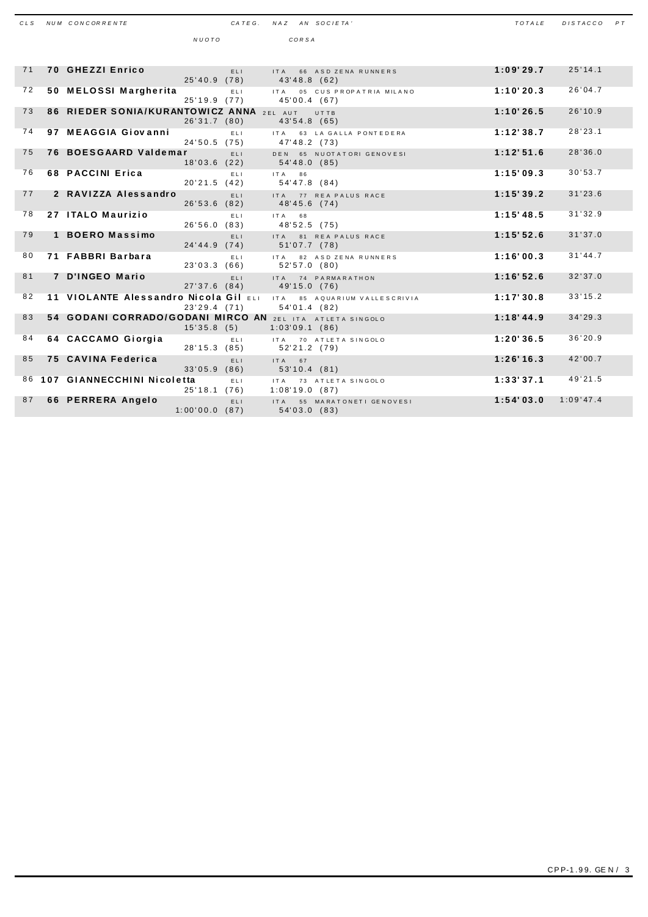| CLS | NUM | CONCORRENTE | CATEG. | NAZ | AN | SOCIETA' | TOTALE | DISTACCO | PT |
|---|---|---|---|---|---|---|---|---|---|
| | | | NUOTO | | | CORSA | | | |
| 71 | 70 | GHEZZI Enrico | ELI | ITA | 66 | ASD ZENA RUNNERS | 1:09'29.7 | 25'14.1 | |
| | | | 25'40.9 (78) | | | 43'48.8 (62) | | | |
| 72 | 50 | MELOSSI Margherita | ELI | ITA | 05 | CUS PROPATRIA MILANO | 1:10'20.3 | 26'04.7 | |
| | | | 25'19.9 (77) | | | 45'00.4 (67) | | | |
| 73 | 86 | RIEDER SONIA/KURANTOWICZ ANNA | 2EL | AUT | | UTTB | 1:10'26.5 | 26'10.9 | |
| | | | 26'31.7 (80) | | | 43'54.8 (65) | | | |
| 74 | 97 | MEAGGIA Giovanni | ELI | ITA | 63 | LA GALLA PONTEDERA | 1:12'38.7 | 28'23.1 | |
| | | | 24'50.5 (75) | | | 47'48.2 (73) | | | |
| 75 | 76 | BOESGAARD Valdemar | ELI | DEN | 65 | NUOTATORI GENOVESI | 1:12'51.6 | 28'36.0 | |
| | | | 18'03.6 (22) | | | 54'48.0 (85) | | | |
| 76 | 68 | PACCINI Erica | ELI | ITA | 86 | | 1:15'09.3 | 30'53.7 | |
| | | | 20'21.5 (42) | | | 54'47.8 (84) | | | |
| 77 | 2 | RAVIZZA Alessandro | ELI | ITA | 77 | REA PALUS RACE | 1:15'39.2 | 31'23.6 | |
| | | | 26'53.6 (82) | | | 48'45.6 (74) | | | |
| 78 | 27 | ITALO Maurizio | ELI | ITA | 68 | | 1:15'48.5 | 31'32.9 | |
| | | | 26'56.0 (83) | | | 48'52.5 (75) | | | |
| 79 | 1 | BOERO Massimo | ELI | ITA | 81 | REA PALUS RACE | 1:15'52.6 | 31'37.0 | |
| | | | 24'44.9 (74) | | | 51'07.7 (78) | | | |
| 80 | 71 | FABBRI Barbara | ELI | ITA | 82 | ASD ZENA RUNNERS | 1:16'00.3 | 31'44.7 | |
| | | | 23'03.3 (66) | | | 52'57.0 (80) | | | |
| 81 | 7 | D'INGEO Mario | ELI | ITA | 74 | PARMARATHON | 1:16'52.6 | 32'37.0 | |
| | | | 27'37.6 (84) | | | 49'15.0 (76) | | | |
| 82 | 11 | VIOLANTE Alessandro Nicola Gil | ELI | ITA | 85 | AQUARIUM VALLESCRIVIA | 1:17'30.8 | 33'15.2 | |
| | | | 23'29.4 (71) | | | 54'01.4 (82) | | | |
| 83 | 54 | GODANI CORRADO/GODANI MIRCO AN | 2EL | ITA | | ATLETA SINGOLO | 1:18'44.9 | 34'29.3 | |
| | | | 15'35.8 (5) | | | 1:03'09.1 (86) | | | |
| 84 | 64 | CACCAMO Giorgia | ELI | ITA | 70 | ATLETA SINGOLO | 1:20'36.5 | 36'20.9 | |
| | | | 28'15.3 (85) | | | 52'21.2 (79) | | | |
| 85 | 75 | CAVINA Federica | ELI | ITA | 67 | | 1:26'16.3 | 42'00.7 | |
| | | | 33'05.9 (86) | | | 53'10.4 (81) | | | |
| 86 | 107 | GIANNECCHINI Nicoletta | ELI | ITA | 73 | ATLETA SINGOLO | 1:33'37.1 | 49'21.5 | |
| | | | 25'18.1 (76) | | | 1:08'19.0 (87) | | | |
| 87 | 66 | PERRERA Angelo | ELI | ITA | 55 | MARATONETI GENOVESI | 1:54'03.0 | 1:09'47.4 | |
| | | | 1:00'00.0 (87) | | | 54'03.0 (83) | | | |

CPP-1.99. GEN / 3